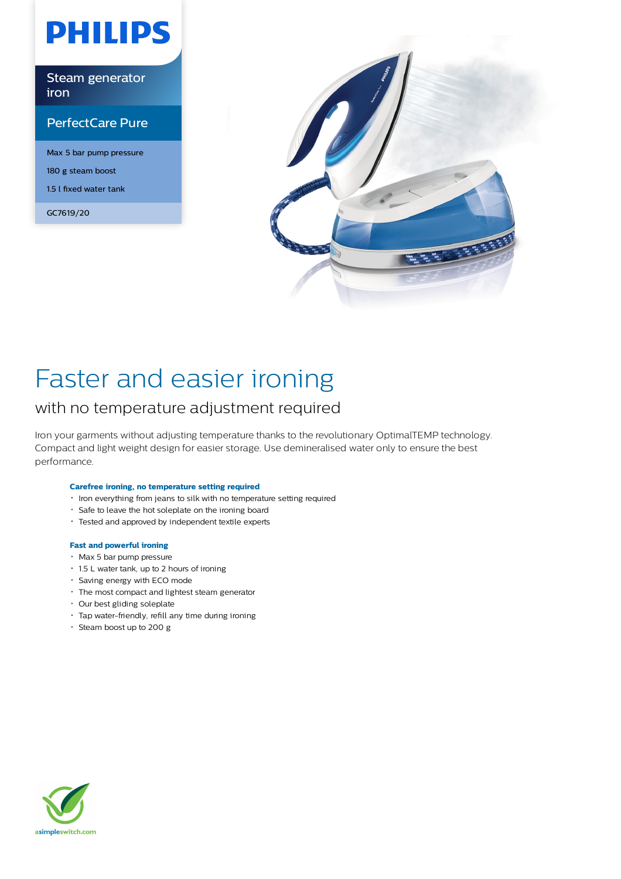PHILIPS

Steam generator iron

PerfectCare Pure

Max 5 bar pump pressure

180 g steam boost

1.5 l fixed water tank

GC7619/20

# Faster and easier ironing

## with no temperature adjustment required

Iron your garments without adjusting temperature thanks to the revolutionary OptimalTEMP technology. Compact and light weight design for easier storage. Use demineralised water only to ensure the best performance.

**Carefree ironing, no temperature setting required**

- Iron everything from jeans to silk with no temperature setting required
- Safe to leave the hot soleplate on the ironing board
- Tested and approved by independent textile experts

**Fast and powerful ironing**

- Max 5 bar pump pressure
- 1.5 L water tank, up to 2 hours of ironing
- Saving energy with ECO mode
- The most compact and lightest steam generator
- Our best gliding soleplate
- Tap water-friendly, refill any time during ironing
- Steam boost up to 200 g

asimpleswitch.com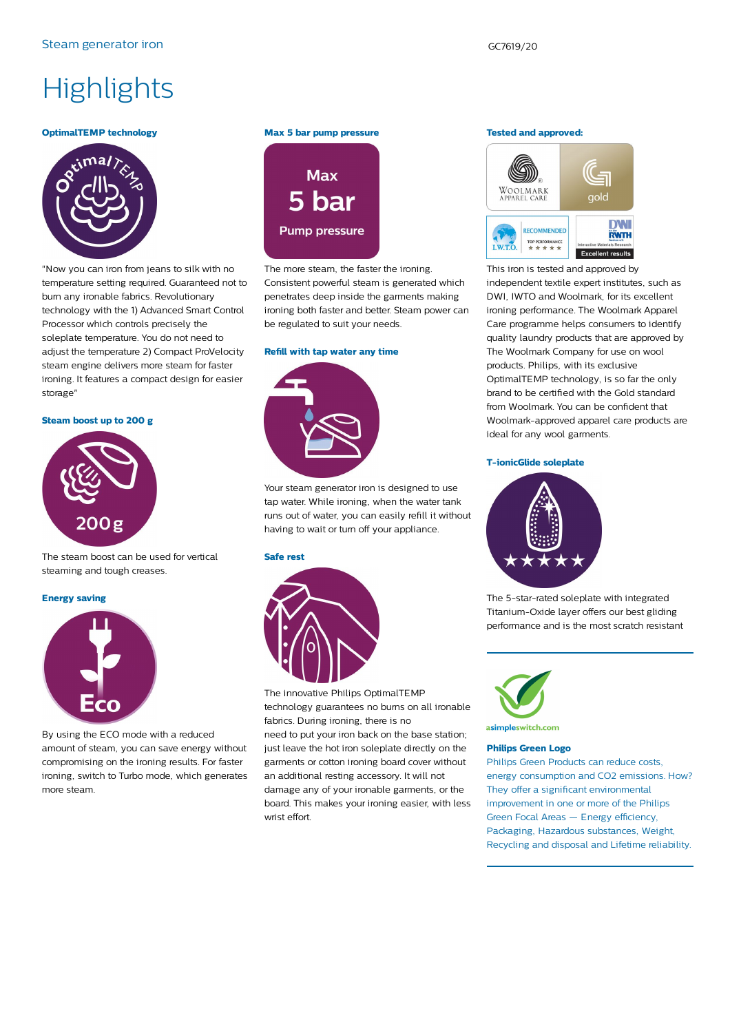Steam generator iron

GC7619/20

# Highlights

### OptimalTEMP technology

"Now you can iron from jeans to silk with no temperature setting required. Guaranteed not to burn any ironable fabrics. Revolutionary technology with the 1) Advanced Smart Control Processor which controls precisely the soleplate temperature. You do not need to adjust the temperature 2) Compact ProVelocity steam engine delivers more steam for faster ironing. It features a compact design for easier storage"

### Steam boost up to 200 g

The steam boost can be used for vertical steaming and tough creases.

### Energy saving

By using the ECO mode with a reduced amount of steam, you can save energy without compromising on the ironing results. For faster ironing, switch to Turbo mode, which generates more steam.

### Max 5 bar pump pressure

The more steam, the faster the ironing. Consistent powerful steam is generated which penetrates deep inside the garments making ironing both faster and better. Steam power can be regulated to suit your needs.

### Refill with tap water any time

Your steam generator iron is designed to use tap water. While ironing, when the water tank runs out of water, you can easily refill it without having to wait or turn off your appliance.

### Safe rest

The innovative Philips OptimalTEMP technology guarantees no burns on all ironable fabrics. During ironing, there is no need to put your iron back on the base station; just leave the hot iron soleplate directly on the garments or cotton ironing board cover without an additional resting accessory. It will not damage any of your ironable garments, or the board. This makes your ironing easier, with less wrist effort.

### Tested and approved:

This iron is tested and approved by independent textile expert institutes, such as DWI, IWTO and Woolmark, for its excellent ironing performance. The Woolmark Apparel Care programme helps consumers to identify quality laundry products that are approved by The Woolmark Company for use on wool products. Philips, with its exclusive OptimalTEMP technology, is so far the only brand to be certified with the Gold standard from Woolmark. You can be confident that Woolmark-approved apparel care products are ideal for any wool garments.

### T-ionicGlide soleplate

The 5-star-rated soleplate with integrated Titanium-Oxide layer offers our best gliding performance and is the most scratch resistant

### Philips Green Logo

Philips Green Products can reduce costs, energy consumption and CO2 emissions. How? They offer a significant environmental improvement in one or more of the Philips Green Focal Areas — Energy efficiency, Packaging, Hazardous substances, Weight, Recycling and disposal and Lifetime reliability.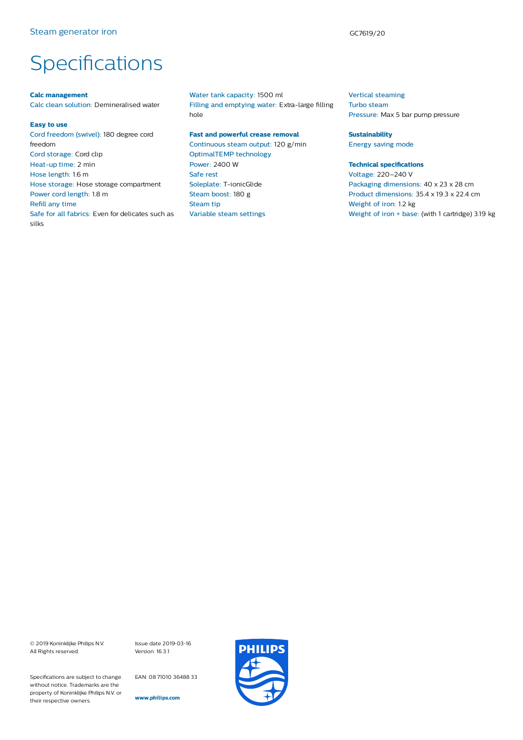Steam generator iron

GC7619/20

# Specifications

**Calc management**

Calc clean solution: Demineralised water

**Easy to use**

Cord freedom (swivel): 180 degree cord freedom
Cord storage: Cord clip
Heat-up time: 2 min
Hose length: 1.6 m
Hose storage: Hose storage compartment
Power cord length: 1.8 m
Refill any time
Safe for all fabrics: Even for delicates such as silks

Water tank capacity: 1500 ml
Filling and emptying water: Extra-large filling hole

**Fast and powerful crease removal**

Continuous steam output: 120 g/min
OptimalTEMP technology
Power: 2400 W
Safe rest
Soleplate: T-ionicGlide
Steam boost: 180 g
Steam tip
Variable steam settings

Vertical steaming
Turbo steam
Pressure: Max 5 bar pump pressure

**Sustainability**

Energy saving mode

**Technical specifications**

Voltage: 220–240 V
Packaging dimensions: 40 x 23 x 28 cm
Product dimensions: 35.4 x 19.3 x 22.4 cm
Weight of iron: 1.2 kg
Weight of iron + base: (with 1 cartridge) 3.19 kg

© 2019 Koninklijke Philips N.V.
All Rights reserved.

Issue date 2019-03-16
Version: 16.3.1

Specifications are subject to change without notice. Trademarks are the property of Koninklijke Philips N.V. or their respective owners.

EAN: 08 71010 36488 33

**www.philips.com**